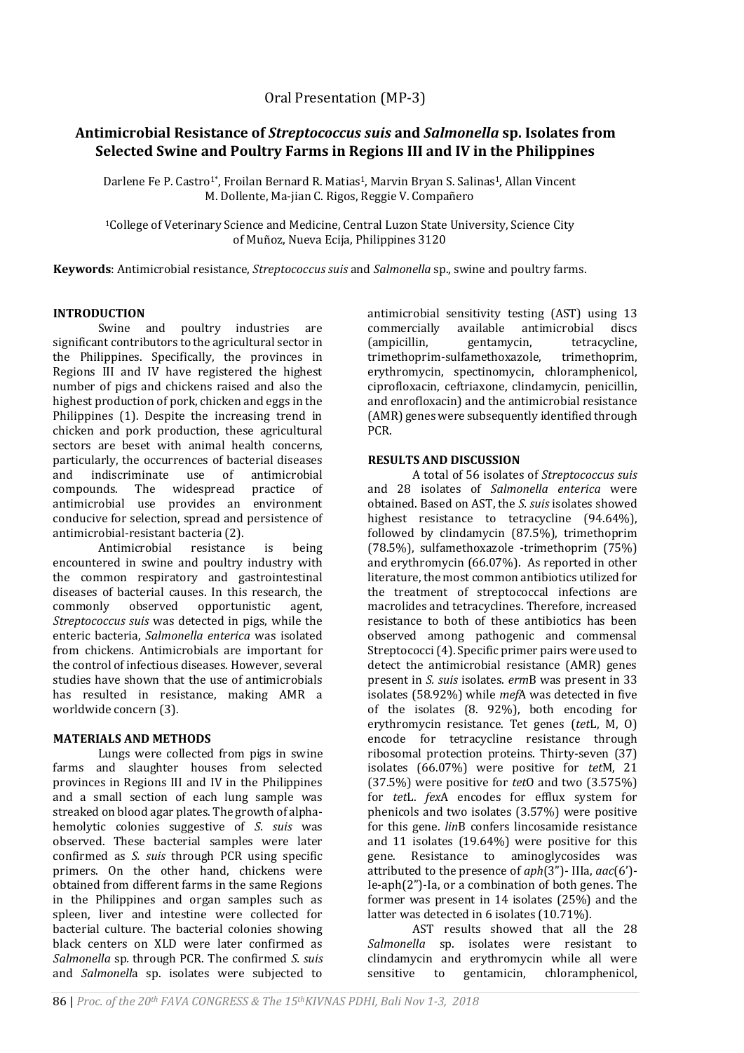Oral Presentation (MP-3)

# Antimicrobial Resistance of *Streptococcus suis* and *Salmonella* sp. Isolates from Selected Swine and Poultry Farms in Regions III and IV in the Philippines

Darlene Fe P. Castro[1*], Froilan Bernard R. Matias[1], Marvin Bryan S. Salinas[1], Allan Vincent M. Dollente, Ma-jian C. Rigos, Reggie V. Compañero

[1]College of Veterinary Science and Medicine, Central Luzon State University, Science City of Muñoz, Nueva Ecija, Philippines 3120

**Keywords**: Antimicrobial resistance, *Streptococcus suis* and *Salmonella* sp., swine and poultry farms.

## INTRODUCTION

Swine and poultry industries are significant contributors to the agricultural sector in the Philippines. Specifically, the provinces in Regions III and IV have registered the highest number of pigs and chickens raised and also the highest production of pork, chicken and eggs in the Philippines (1). Despite the increasing trend in chicken and pork production, these agricultural sectors are beset with animal health concerns, particularly, the occurrences of bacterial diseases and indiscriminate use of antimicrobial compounds. The widespread practice of antimicrobial use provides an environment conducive for selection, spread and persistence of antimicrobial-resistant bacteria (2).

Antimicrobial resistance is being encountered in swine and poultry industry with the common respiratory and gastrointestinal diseases of bacterial causes. In this research, the commonly observed opportunistic agent, *Streptococcus suis* was detected in pigs, while the enteric bacteria, *Salmonella enterica* was isolated from chickens. Antimicrobials are important for the control of infectious diseases. However, several studies have shown that the use of antimicrobials has resulted in resistance, making AMR a worldwide concern (3).

## MATERIALS AND METHODS

Lungs were collected from pigs in swine farms and slaughter houses from selected provinces in Regions III and IV in the Philippines and a small section of each lung sample was streaked on blood agar plates. The growth of alpha-hemolytic colonies suggestive of *S. suis* was observed. These bacterial samples were later confirmed as *S. suis* through PCR using specific primers. On the other hand, chickens were obtained from different farms in the same Regions in the Philippines and organ samples such as spleen, liver and intestine were collected for bacterial culture. The bacterial colonies showing black centers on XLD were later confirmed as *Salmonella* sp. through PCR. The confirmed *S. suis* and *Salmonell*a sp. isolates were subjected to antimicrobial sensitivity testing (AST) using 13 commercially available antimicrobial discs (ampicillin, gentamycin, tetracycline, trimethoprim-sulfamethoxazole, trimethoprim, erythromycin, spectinomycin, chloramphenicol, ciprofloxacin, ceftriaxone, clindamycin, penicillin, and enrofloxacin) and the antimicrobial resistance (AMR) genes were subsequently identified through PCR.

## RESULTS AND DISCUSSION

A total of 56 isolates of *Streptococcus suis* and 28 isolates of *Salmonella enterica* were obtained. Based on AST, the *S. suis* isolates showed highest resistance to tetracycline (94.64%), followed by clindamycin (87.5%), trimethoprim (78.5%), sulfamethoxazole -trimethoprim (75%) and erythromycin (66.07%). As reported in other literature, the most common antibiotics utilized for the treatment of streptococcal infections are macrolides and tetracyclines. Therefore, increased resistance to both of these antibiotics has been observed among pathogenic and commensal Streptococci (4). Specific primer pairs were used to detect the antimicrobial resistance (AMR) genes present in *S. suis* isolates. *erm*B was present in 33 isolates (58.92%) while *mef*A was detected in five of the isolates (8. 92%), both encoding for erythromycin resistance. Tet genes (*tet*L, M, O) encode for tetracycline resistance through ribosomal protection proteins. Thirty-seven (37) isolates (66.07%) were positive for *tet*M, 21 (37.5%) were positive for *tet*O and two (3.575%) for *tet*L. *fex*A encodes for efflux system for phenicols and two isolates (3.57%) were positive for this gene. *lin*B confers lincosamide resistance and 11 isolates (19.64%) were positive for this gene. Resistance to aminoglycosides was attributed to the presence of *aph*(3")- IIIa, *aac*(6')-Ie-aph(2")-Ia, or a combination of both genes. The former was present in 14 isolates (25%) and the latter was detected in 6 isolates (10.71%).

AST results showed that all the 28 *Salmonella* sp. isolates were resistant to clindamycin and erythromycin while all were sensitive to gentamicin, chloramphenicol,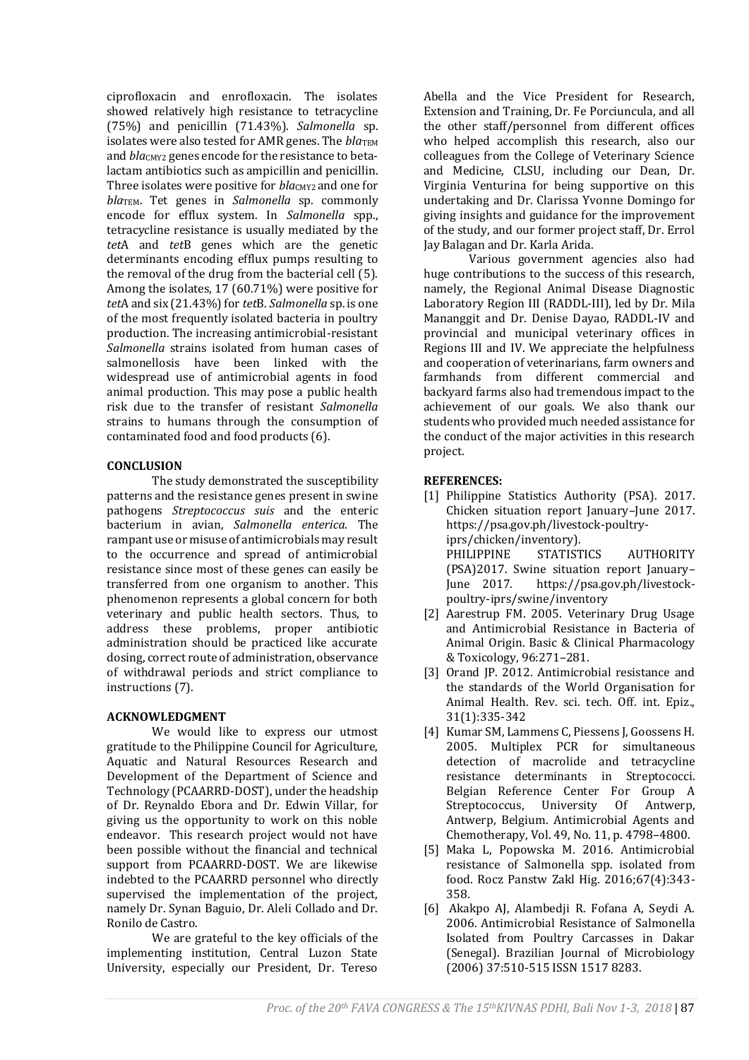ciprofloxacin and enrofloxacin. The isolates showed relatively high resistance to tetracycline (75%) and penicillin (71.43%). *Salmonella* sp. isolates were also tested for AMR genes. The $bla_{TEM}$ and $bla_{CMY2}$ genes encode for the resistance to beta-lactam antibiotics such as ampicillin and penicillin. Three isolates were positive for $bla_{CMY2}$ and one for $bla_{TEM}$. Tet genes in *Salmonella* sp. commonly encode for efflux system. In *Salmonella* spp., tetracycline resistance is usually mediated by the *tet*A and *tet*B genes which are the genetic determinants encoding efflux pumps resulting to the removal of the drug from the bacterial cell (5). Among the isolates, 17 (60.71%) were positive for *tet*A and six (21.43%) for *tet*B. *Salmonella* sp. is one of the most frequently isolated bacteria in poultry production. The increasing antimicrobial-resistant *Salmonella* strains isolated from human cases of salmonellosis have been linked with the widespread use of antimicrobial agents in food animal production. This may pose a public health risk due to the transfer of resistant *Salmonella* strains to humans through the consumption of contaminated food and food products (6).

## CONCLUSION

The study demonstrated the susceptibility patterns and the resistance genes present in swine pathogens *Streptococcus suis* and the enteric bacterium in avian, *Salmonella enterica*. The rampant use or misuse of antimicrobials may result to the occurrence and spread of antimicrobial resistance since most of these genes can easily be transferred from one organism to another. This phenomenon represents a global concern for both veterinary and public health sectors. Thus, to address these problems, proper antibiotic administration should be practiced like accurate dosing, correct route of administration, observance of withdrawal periods and strict compliance to instructions (7).

## ACKNOWLEDGMENT

We would like to express our utmost gratitude to the Philippine Council for Agriculture, Aquatic and Natural Resources Research and Development of the Department of Science and Technology (PCAARRD-DOST), under the headship of Dr. Reynaldo Ebora and Dr. Edwin Villar, for giving us the opportunity to work on this noble endeavor. This research project would not have been possible without the financial and technical support from PCAARRD-DOST. We are likewise indebted to the PCAARRD personnel who directly supervised the implementation of the project, namely Dr. Synan Baguio, Dr. Aleli Collado and Dr. Ronilo de Castro.

We are grateful to the key officials of the implementing institution, Central Luzon State University, especially our President, Dr. Tereso Abella and the Vice President for Research, Extension and Training, Dr. Fe Porciuncula, and all the other staff/personnel from different offices who helped accomplish this research, also our colleagues from the College of Veterinary Science and Medicine, CLSU, including our Dean, Dr. Virginia Venturina for being supportive on this undertaking and Dr. Clarissa Yvonne Domingo for giving insights and guidance for the improvement of the study, and our former project staff, Dr. Errol Jay Balagan and Dr. Karla Arida.

Various government agencies also had huge contributions to the success of this research, namely, the Regional Animal Disease Diagnostic Laboratory Region III (RADDL-III), led by Dr. Mila Mananggit and Dr. Denise Dayao, RADDL-IV and provincial and municipal veterinary offices in Regions III and IV. We appreciate the helpfulness and cooperation of veterinarians, farm owners and farmhands from different commercial and backyard farms also had tremendous impact to the achievement of our goals. We also thank our students who provided much needed assistance for the conduct of the major activities in this research project.

## REFERENCES:

[1] Philippine Statistics Authority (PSA). 2017. Chicken situation report January–June 2017. https://psa.gov.ph/livestock-poultry-iprs/chicken/inventory).
PHILIPPINE STATISTICS AUTHORITY (PSA)2017. Swine situation report January–June 2017. https://psa.gov.ph/livestock-poultry-iprs/swine/inventory

[2] Aarestrup FM. 2005. Veterinary Drug Usage and Antimicrobial Resistance in Bacteria of Animal Origin. Basic & Clinical Pharmacology & Toxicology, 96:271–281.

[3] Orand JP. 2012. Antimicrobial resistance and the standards of the World Organisation for Animal Health. Rev. sci. tech. Off. int. Epiz., 31(1):335-342

[4] Kumar SM, Lammens C, Piessens J, Goossens H. 2005. Multiplex PCR for simultaneous detection of macrolide and tetracycline resistance determinants in Streptococci. Belgian Reference Center For Group A Streptococcus, University Of Antwerp, Antwerp, Belgium. Antimicrobial Agents and Chemotherapy, Vol. 49, No. 11, p. 4798–4800.

[5] Maka L, Popowska M. 2016. Antimicrobial resistance of Salmonella spp. isolated from food. Rocz Panstw Zakl Hig. 2016;67(4):343-358.

[6] Akakpo AJ, Alambedji R. Fofana A, Seydi A. 2006. Antimicrobial Resistance of Salmonella Isolated from Poultry Carcasses in Dakar (Senegal). Brazilian Journal of Microbiology (2006) 37:510-515 ISSN 1517 8283.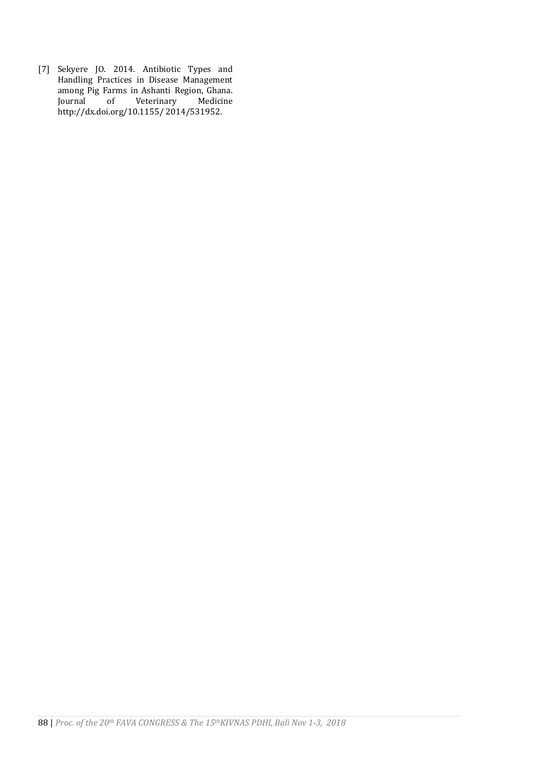[7] Sekyere JO. 2014. Antibiotic Types and Handling Practices in Disease Management among Pig Farms in Ashanti Region, Ghana. Journal of Veterinary Medicine http://dx.doi.org/10.1155/ 2014/531952.